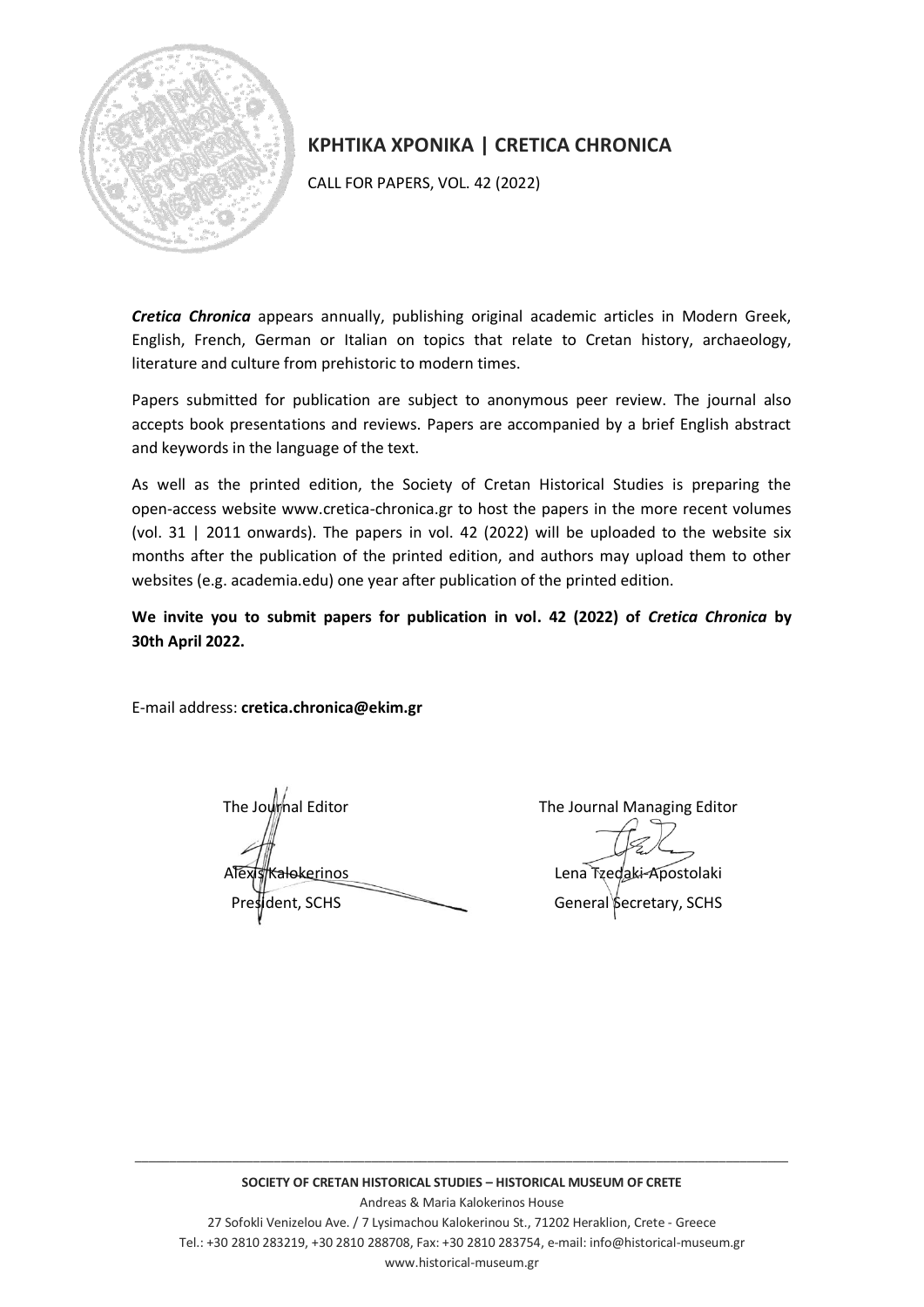# ΚΡΗΤΙΚΑ ΧΡΟΝΙΚΑ | CRETICA CHRONICA

CALL FOR PAPERS, VOL. 42 (2022)

***Cretica Chronica*** appears annually, publishing original academic articles in Modern Greek, English, French, German or Italian on topics that relate to Cretan history, archaeology, literature and culture from prehistoric to modern times.

Papers submitted for publication are subject to anonymous peer review. The journal also accepts book presentations and reviews. Papers are accompanied by a brief English abstract and keywords in the language of the text.

As well as the printed edition, the Society of Cretan Historical Studies is preparing the open-access website www.cretica-chronica.gr to host the papers in the more recent volumes (vol. 31 | 2011 onwards). The papers in vol. 42 (2022) will be uploaded to the website six months after the publication of the printed edition, and authors may upload them to other websites (e.g. academia.edu) one year after publication of the printed edition.

**We invite you to submit papers for publication in vol. 42 (2022) of *Cretica Chronica* by 30th April 2022.**

E-mail address: **cretica.chronica@ekim.gr**

The Journal Editor

Alexis Kalokerinos
President, SCHS

The Journal Managing Editor

Lena Tzedaki-Apostolaki
General Secretary, SCHS

**SOCIETY OF CRETAN HISTORICAL STUDIES – HISTORICAL MUSEUM OF CRETE**
Andreas & Maria Kalokerinos House
27 Sofokli Venizelou Ave. / 7 Lysimachou Kalokerinou St., 71202 Heraklion, Crete - Greece
Tel.: +30 2810 283219, +30 2810 288708, Fax: +30 2810 283754, e-mail: info@historical-museum.gr
www.historical-museum.gr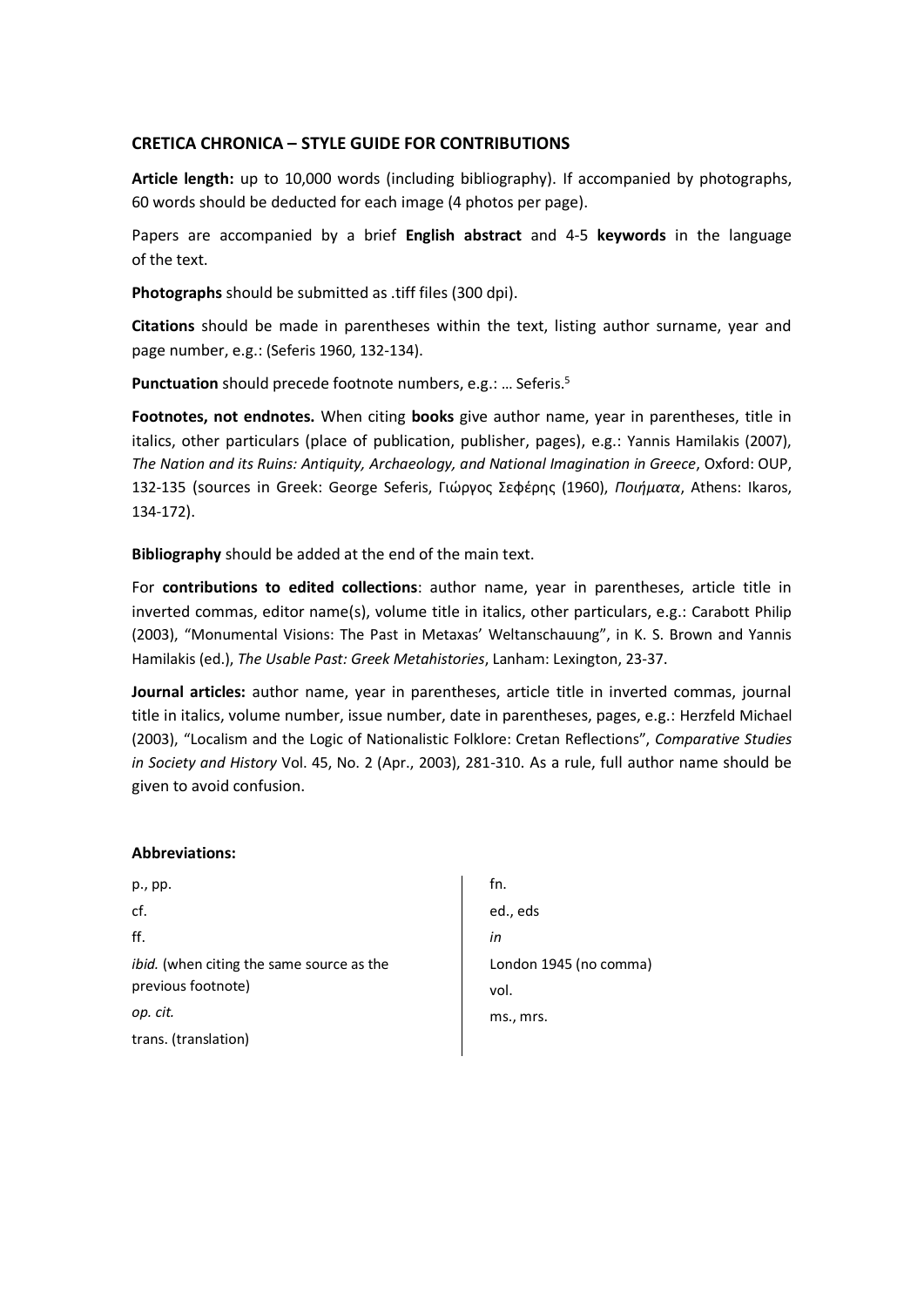## CRETICA CHRONICA – STYLE GUIDE FOR CONTRIBUTIONS

**Article length:** up to 10,000 words (including bibliography). If accompanied by photographs, 60 words should be deducted for each image (4 photos per page).

Papers are accompanied by a brief **English abstract** and 4-5 **keywords** in the language of the text.

**Photographs** should be submitted as .tiff files (300 dpi).

**Citations** should be made in parentheses within the text, listing author surname, year and page number, e.g.: (Seferis 1960, 132-134).

**Punctuation** should precede footnote numbers, e.g.: … Seferis.[5]

**Footnotes, not endnotes.** When citing **books** give author name, year in parentheses, title in italics, other particulars (place of publication, publisher, pages), e.g.: Yannis Hamilakis (2007), *The Nation and its Ruins: Antiquity, Archaeology, and National Imagination in Greece*, Oxford: OUP, 132-135 (sources in Greek: George Seferis, Γιώργος Σεφέρης (1960), *Ποιήματα*, Athens: Ikaros, 134-172).

**Bibliography** should be added at the end of the main text.

For **contributions to edited collections**: author name, year in parentheses, article title in inverted commas, editor name(s), volume title in italics, other particulars, e.g.: Carabott Philip (2003), "Monumental Visions: The Past in Metaxas' Weltanschauung", in K. S. Brown and Yannis Hamilakis (ed.), *The Usable Past: Greek Metahistories*, Lanham: Lexington, 23-37.

**Journal articles:** author name, year in parentheses, article title in inverted commas, journal title in italics, volume number, issue number, date in parentheses, pages, e.g.: Herzfeld Michael (2003), "Localism and the Logic of Nationalistic Folklore: Cretan Reflections", *Comparative Studies in Society and History* Vol. 45, No. 2 (Apr., 2003), 281-310. As a rule, full author name should be given to avoid confusion.

**Abbreviations:**

p., pp.

cf.

ff.

*ibid.* (when citing the same source as the previous footnote)

*op. cit.*

trans. (translation)

fn.

ed., eds

*in*

London 1945 (no comma)

vol.

ms., mrs.